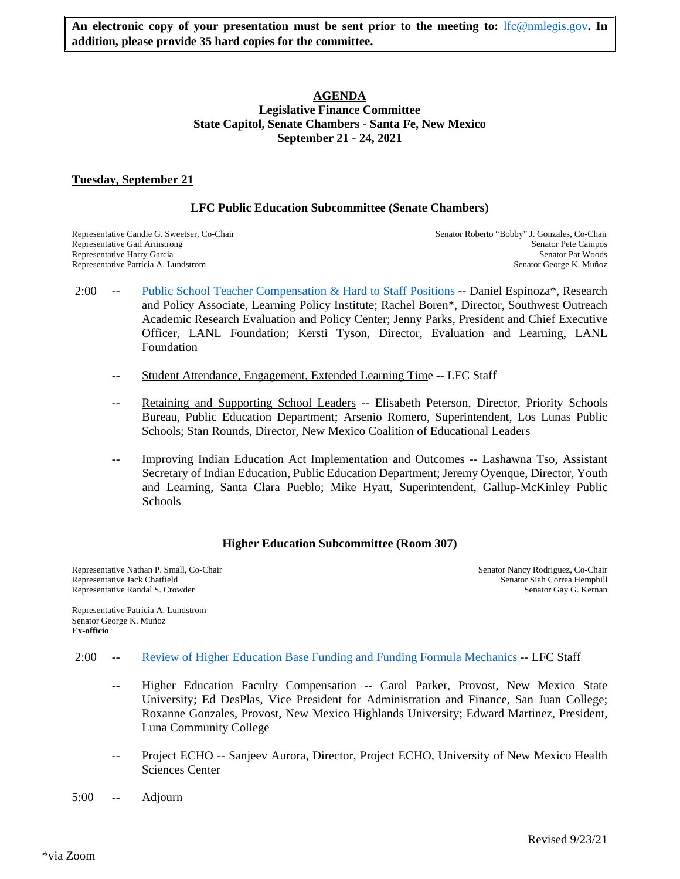**An electronic copy of your presentation must be sent prior to the meeting to: lfc@nmlegis.gov. In addition, please provide 35 hard copies for the committee.**

# AGENDA

**Legislative Finance Committee**
**State Capitol, Senate Chambers - Santa Fe, New Mexico**
**September 21 - 24, 2021**

## Tuesday, September 21

### LFC Public Education Subcommittee (Senate Chambers)

Representative Candie G. Sweetser, Co-Chair
Representative Gail Armstrong
Representative Harry Garcia
Representative Patricia A. Lundstrom

Senator Roberto "Bobby" J. Gonzales, Co-Chair
Senator Pete Campos
Senator Pat Woods
Senator George K. Muñoz

2:00 -- Public School Teacher Compensation & Hard to Staff Positions -- Daniel Espinoza*, Research and Policy Associate, Learning Policy Institute; Rachel Boren*, Director, Southwest Outreach Academic Research Evaluation and Policy Center; Jenny Parks, President and Chief Executive Officer, LANL Foundation; Kersti Tyson, Director, Evaluation and Learning, LANL Foundation

-- Student Attendance, Engagement, Extended Learning Time -- LFC Staff

-- Retaining and Supporting School Leaders -- Elisabeth Peterson, Director, Priority Schools Bureau, Public Education Department; Arsenio Romero, Superintendent, Los Lunas Public Schools; Stan Rounds, Director, New Mexico Coalition of Educational Leaders

-- Improving Indian Education Act Implementation and Outcomes -- Lashawna Tso, Assistant Secretary of Indian Education, Public Education Department; Jeremy Oyenque, Director, Youth and Learning, Santa Clara Pueblo; Mike Hyatt, Superintendent, Gallup-McKinley Public Schools

### Higher Education Subcommittee (Room 307)

Representative Nathan P. Small, Co-Chair
Representative Jack Chatfield
Representative Randal S. Crowder

Senator Nancy Rodriguez, Co-Chair
Senator Siah Correa Hemphill
Senator Gay G. Kernan

Representative Patricia A. Lundstrom
Senator George K. Muñoz
**Ex-officio**

2:00 -- Review of Higher Education Base Funding and Funding Formula Mechanics -- LFC Staff

-- Higher Education Faculty Compensation -- Carol Parker, Provost, New Mexico State University; Ed DesPlas, Vice President for Administration and Finance, San Juan College; Roxanne Gonzales, Provost, New Mexico Highlands University; Edward Martinez, President, Luna Community College

-- Project ECHO -- Sanjeev Aurora, Director, Project ECHO, University of New Mexico Health Sciences Center

5:00 -- Adjourn

Revised 9/23/21

*via Zoom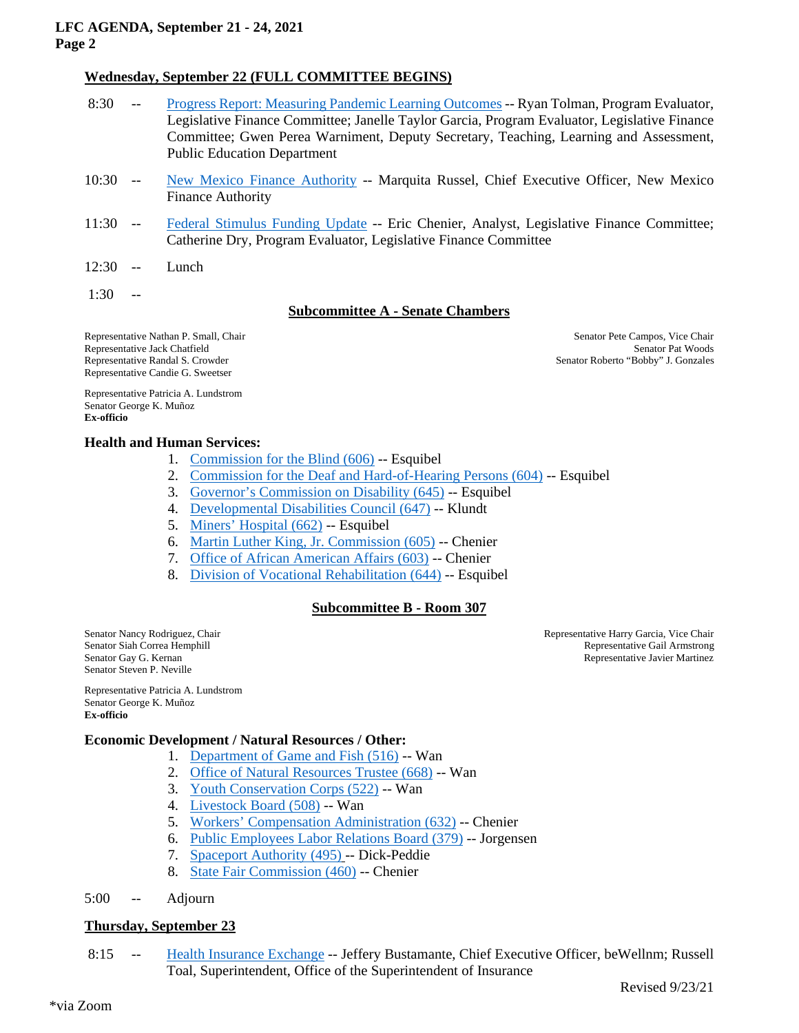**Wednesday, September 22 (FULL COMMITTEE BEGINS)**

8:30 -- Progress Report: Measuring Pandemic Learning Outcomes -- Ryan Tolman, Program Evaluator, Legislative Finance Committee; Janelle Taylor Garcia, Program Evaluator, Legislative Finance Committee; Gwen Perea Warniment, Deputy Secretary, Teaching, Learning and Assessment, Public Education Department

10:30 -- New Mexico Finance Authority -- Marquita Russel, Chief Executive Officer, New Mexico Finance Authority

11:30 -- Federal Stimulus Funding Update -- Eric Chenier, Analyst, Legislative Finance Committee; Catherine Dry, Program Evaluator, Legislative Finance Committee

12:30 -- Lunch

1:30 --

**Subcommittee A - Senate Chambers**

Representative Nathan P. Small, Chair
Representative Jack Chatfield
Representative Randal S. Crowder
Representative Candie G. Sweetser

Senator Pete Campos, Vice Chair
Senator Pat Woods
Senator Roberto "Bobby" J. Gonzales

Representative Patricia A. Lundstrom
Senator George K. Muñoz
**Ex-officio**

**Health and Human Services:**

1. Commission for the Blind (606) -- Esquibel
2. Commission for the Deaf and Hard-of-Hearing Persons (604) -- Esquibel
3. Governor's Commission on Disability (645) -- Esquibel
4. Developmental Disabilities Council (647) -- Klundt
5. Miners' Hospital (662) -- Esquibel
6. Martin Luther King, Jr. Commission (605) -- Chenier
7. Office of African American Affairs (603) -- Chenier
8. Division of Vocational Rehabilitation (644) -- Esquibel

**Subcommittee B - Room 307**

Senator Nancy Rodriguez, Chair
Senator Siah Correa Hemphill
Senator Gay G. Kernan
Senator Steven P. Neville

Representative Harry Garcia, Vice Chair
Representative Gail Armstrong
Representative Javier Martinez

Representative Patricia A. Lundstrom
Senator George K. Muñoz
**Ex-officio**

**Economic Development / Natural Resources / Other:**

1. Department of Game and Fish (516) -- Wan
2. Office of Natural Resources Trustee (668) -- Wan
3. Youth Conservation Corps (522) -- Wan
4. Livestock Board (508) -- Wan
5. Workers' Compensation Administration (632) -- Chenier
6. Public Employees Labor Relations Board (379) -- Jorgensen
7. Spaceport Authority (495) -- Dick-Peddie
8. State Fair Commission (460) -- Chenier

5:00 -- Adjourn

**Thursday, September 23**

8:15 -- Health Insurance Exchange -- Jeffery Bustamante, Chief Executive Officer, beWellnm; Russell Toal, Superintendent, Office of the Superintendent of Insurance

Revised 9/23/21

*via Zoom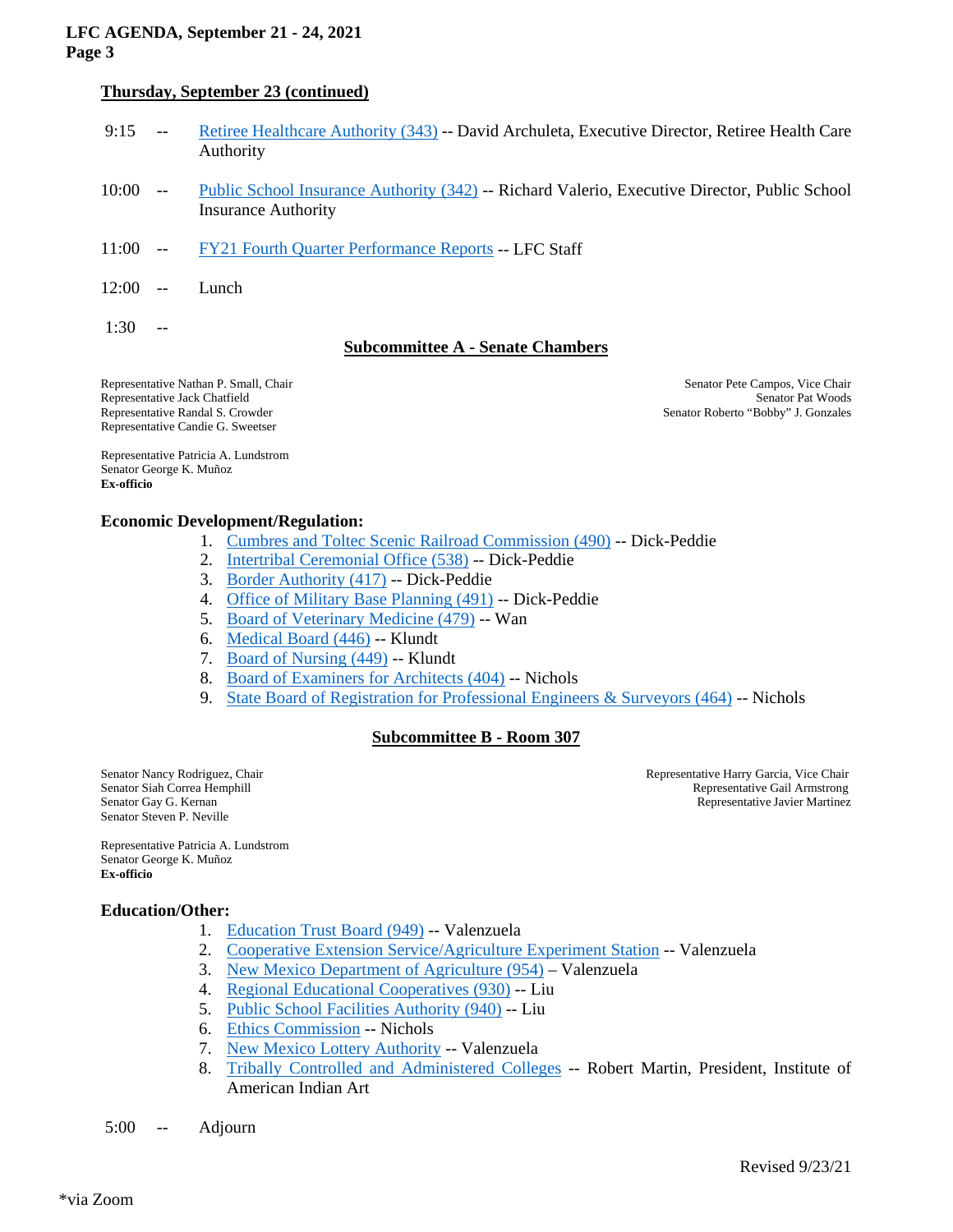### Thursday, September 23 (continued)

9:15 -- Retiree Healthcare Authority (343) -- David Archuleta, Executive Director, Retiree Health Care Authority

10:00 -- Public School Insurance Authority (342) -- Richard Valerio, Executive Director, Public School Insurance Authority

11:00 -- FY21 Fourth Quarter Performance Reports -- LFC Staff

12:00 -- Lunch

1:30 --

#### Subcommittee A - Senate Chambers

Representative Nathan P. Small, Chair
Representative Jack Chatfield
Representative Randal S. Crowder
Representative Candie G. Sweetser

Senator Pete Campos, Vice Chair
Senator Pat Woods
Senator Roberto "Bobby" J. Gonzales

Representative Patricia A. Lundstrom
Senator George K. Muñoz
**Ex-officio**

**Economic Development/Regulation:**

1. Cumbres and Toltec Scenic Railroad Commission (490) -- Dick-Peddie
2. Intertribal Ceremonial Office (538) -- Dick-Peddie
3. Border Authority (417) -- Dick-Peddie
4. Office of Military Base Planning (491) -- Dick-Peddie
5. Board of Veterinary Medicine (479) -- Wan
6. Medical Board (446) -- Klundt
7. Board of Nursing (449) -- Klundt
8. Board of Examiners for Architects (404) -- Nichols
9. State Board of Registration for Professional Engineers & Surveyors (464) -- Nichols

#### Subcommittee B - Room 307

Senator Nancy Rodriguez, Chair
Senator Siah Correa Hemphill
Senator Gay G. Kernan
Senator Steven P. Neville

Representative Harry Garcia, Vice Chair
Representative Gail Armstrong
Representative Javier Martinez

Representative Patricia A. Lundstrom
Senator George K. Muñoz
**Ex-officio**

**Education/Other:**

1. Education Trust Board (949) -- Valenzuela
2. Cooperative Extension Service/Agriculture Experiment Station -- Valenzuela
3. New Mexico Department of Agriculture (954) – Valenzuela
4. Regional Educational Cooperatives (930) -- Liu
5. Public School Facilities Authority (940) -- Liu
6. Ethics Commission -- Nichols
7. New Mexico Lottery Authority -- Valenzuela
8. Tribally Controlled and Administered Colleges -- Robert Martin, President, Institute of American Indian Art

5:00 -- Adjourn

Revised 9/23/21

*via Zoom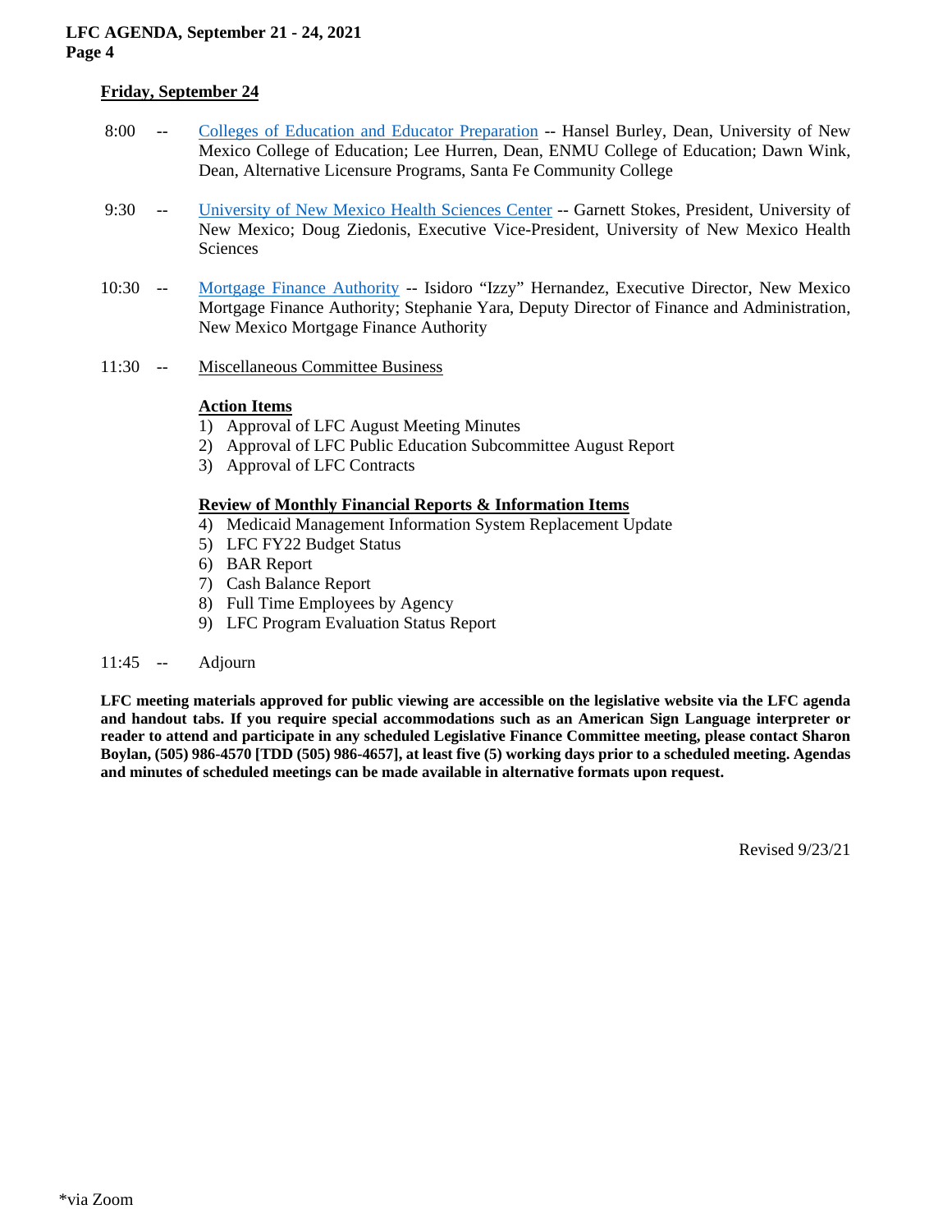**Friday, September 24**

8:00 -- Colleges of Education and Educator Preparation -- Hansel Burley, Dean, University of New Mexico College of Education; Lee Hurren, Dean, ENMU College of Education; Dawn Wink, Dean, Alternative Licensure Programs, Santa Fe Community College

9:30 -- University of New Mexico Health Sciences Center -- Garnett Stokes, President, University of New Mexico; Doug Ziedonis, Executive Vice-President, University of New Mexico Health Sciences

10:30 -- Mortgage Finance Authority -- Isidoro "Izzy" Hernandez, Executive Director, New Mexico Mortgage Finance Authority; Stephanie Yara, Deputy Director of Finance and Administration, New Mexico Mortgage Finance Authority

11:30 -- Miscellaneous Committee Business

**Action Items**

1) Approval of LFC August Meeting Minutes
2) Approval of LFC Public Education Subcommittee August Report
3) Approval of LFC Contracts

**Review of Monthly Financial Reports & Information Items**

4) Medicaid Management Information System Replacement Update
5) LFC FY22 Budget Status
6) BAR Report
7) Cash Balance Report
8) Full Time Employees by Agency
9) LFC Program Evaluation Status Report

11:45 -- Adjourn

**LFC meeting materials approved for public viewing are accessible on the legislative website via the LFC agenda and handout tabs. If you require special accommodations such as an American Sign Language interpreter or reader to attend and participate in any scheduled Legislative Finance Committee meeting, please contact Sharon Boylan, (505) 986-4570 [TDD (505) 986-4657], at least five (5) working days prior to a scheduled meeting. Agendas and minutes of scheduled meetings can be made available in alternative formats upon request.**

Revised 9/23/21

*via Zoom